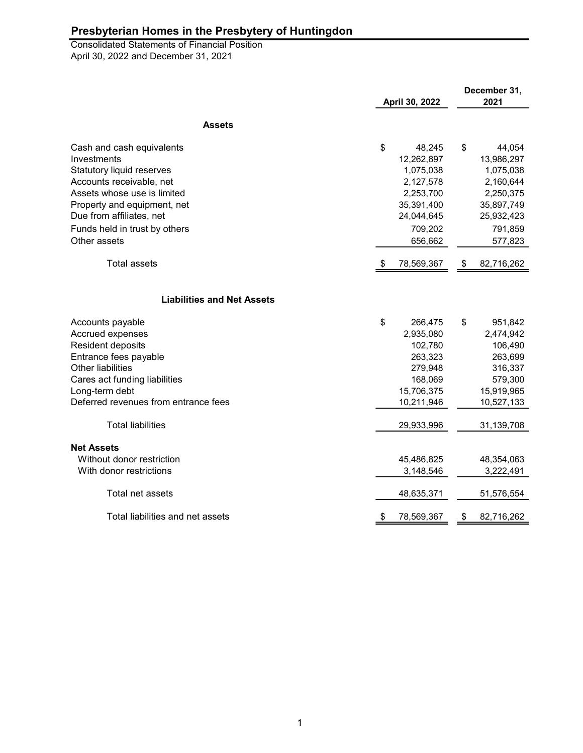# Presbyterian Homes in the Presbytery of Huntingdon

Consolidated Statements of Financial Position
April 30, 2022 and December 31, 2021

| | April 30, 2022 | December 31, 2021 |
|---|---|---|
| **Assets** | | |
| Cash and cash equivalents | $ 48,245 | $ 44,054 |
| Investments | 12,262,897 | 13,986,297 |
| Statutory liquid reserves | 1,075,038 | 1,075,038 |
| Accounts receivable, net | 2,127,578 | 2,160,644 |
| Assets whose use is limited | 2,253,700 | 2,250,375 |
| Property and equipment, net | 35,391,400 | 35,897,749 |
| Due from affiliates, net | 24,044,645 | 25,932,423 |
| Funds held in trust by others | 709,202 | 791,859 |
| Other assets | 656,662 | 577,823 |
| Total assets | $ 78,569,367 | $ 82,716,262 |
| **Liabilities and Net Assets** | | |
| Accounts payable | $ 266,475 | $ 951,842 |
| Accrued expenses | 2,935,080 | 2,474,942 |
| Resident deposits | 102,780 | 106,490 |
| Entrance fees payable | 263,323 | 263,699 |
| Other liabilities | 279,948 | 316,337 |
| Cares act funding liabilities | 168,069 | 579,300 |
| Long-term debt | 15,706,375 | 15,919,965 |
| Deferred revenues from entrance fees | 10,211,946 | 10,527,133 |
| Total liabilities | 29,933,996 | 31,139,708 |
| **Net Assets** | | |
| Without donor restriction | 45,486,825 | 48,354,063 |
| With donor restrictions | 3,148,546 | 3,222,491 |
| Total net assets | 48,635,371 | 51,576,554 |
| Total liabilities and net assets | $ 78,569,367 | $ 82,716,262 |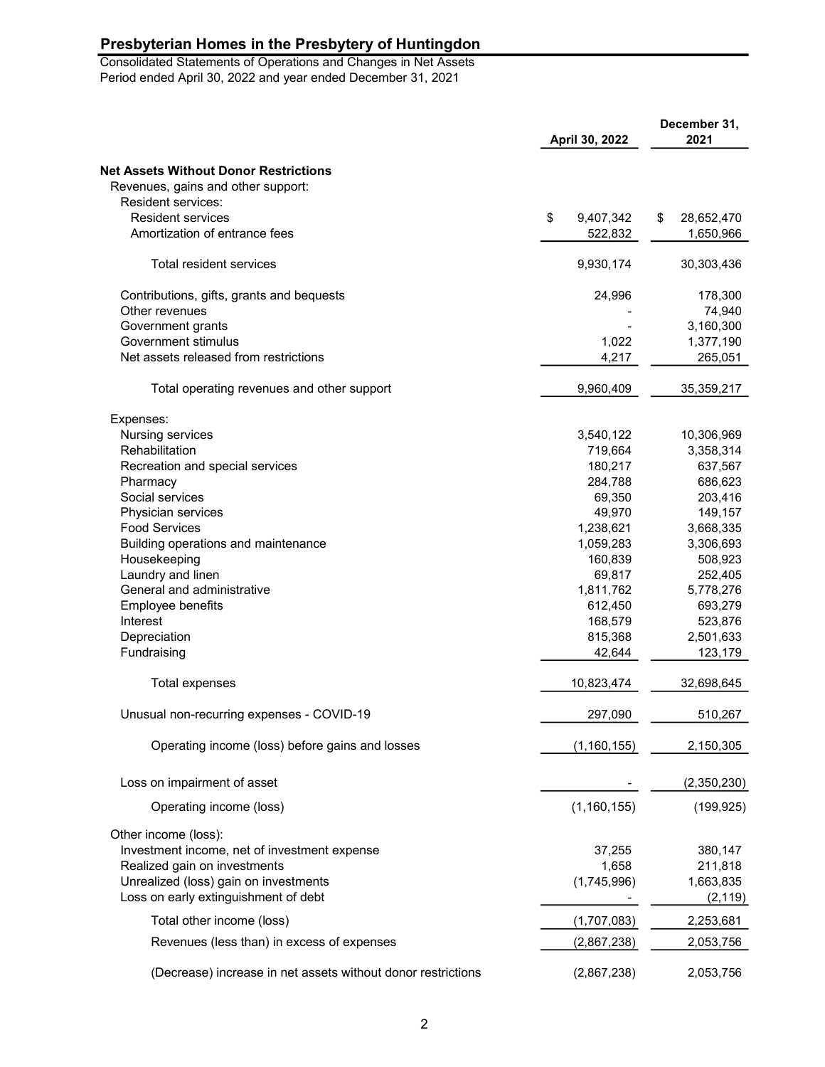# Presbyterian Homes in the Presbytery of Huntingdon

Consolidated Statements of Operations and Changes in Net Assets
Period ended April 30, 2022 and year ended December 31, 2021

| | April 30, 2022 | December 31, 2021 |
|---|---|---|
| **Net Assets Without Donor Restrictions** | | |
| Revenues, gains and other support: | | |
| Resident services: | | |
| Resident services | $ 9,407,342 | $ 28,652,470 |
| Amortization of entrance fees | 522,832 | 1,650,966 |
| Total resident services | 9,930,174 | 30,303,436 |
| Contributions, gifts, grants and bequests | 24,996 | 178,300 |
| Other revenues | - | 74,940 |
| Government grants | - | 3,160,300 |
| Government stimulus | 1,022 | 1,377,190 |
| Net assets released from restrictions | 4,217 | 265,051 |
| Total operating revenues and other support | 9,960,409 | 35,359,217 |
| Expenses: | | |
| Nursing services | 3,540,122 | 10,306,969 |
| Rehabilitation | 719,664 | 3,358,314 |
| Recreation and special services | 180,217 | 637,567 |
| Pharmacy | 284,788 | 686,623 |
| Social services | 69,350 | 203,416 |
| Physician services | 49,970 | 149,157 |
| Food Services | 1,238,621 | 3,668,335 |
| Building operations and maintenance | 1,059,283 | 3,306,693 |
| Housekeeping | 160,839 | 508,923 |
| Laundry and linen | 69,817 | 252,405 |
| General and administrative | 1,811,762 | 5,778,276 |
| Employee benefits | 612,450 | 693,279 |
| Interest | 168,579 | 523,876 |
| Depreciation | 815,368 | 2,501,633 |
| Fundraising | 42,644 | 123,179 |
| Total expenses | 10,823,474 | 32,698,645 |
| Unusual non-recurring expenses - COVID-19 | 297,090 | 510,267 |
| Operating income (loss) before gains and losses | (1,160,155) | 2,150,305 |
| Loss on impairment of asset | - | (2,350,230) |
| Operating income (loss) | (1,160,155) | (199,925) |
| Other income (loss): | | |
| Investment income, net of investment expense | 37,255 | 380,147 |
| Realized gain on investments | 1,658 | 211,818 |
| Unrealized (loss) gain on investments | (1,745,996) | 1,663,835 |
| Loss on early extinguishment of debt | - | (2,119) |
| Total other income (loss) | (1,707,083) | 2,253,681 |
| Revenues (less than) in excess of expenses | (2,867,238) | 2,053,756 |
| (Decrease) increase in net assets without donor restrictions | (2,867,238) | 2,053,756 |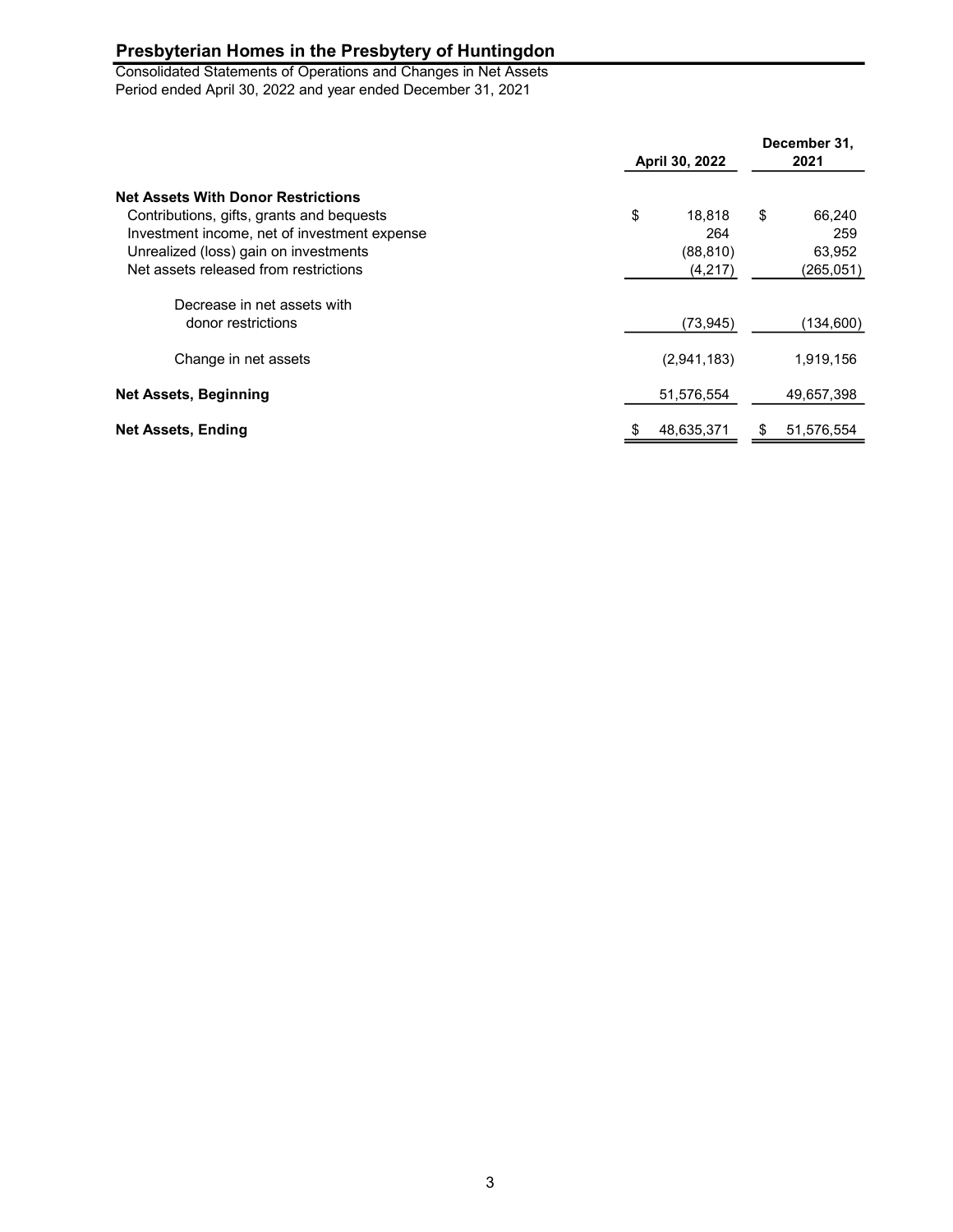## Presbyterian Homes in the Presbytery of Huntingdon

Consolidated Statements of Operations and Changes in Net Assets
Period ended April 30, 2022 and year ended December 31, 2021

| | April 30, 2022 | December 31, 2021 |
|---|---|---|
| **Net Assets With Donor Restrictions** | | |
| Contributions, gifts, grants and bequests | $ 18,818 | $ 66,240 |
| Investment income, net of investment expense | 264 | 259 |
| Unrealized (loss) gain on investments | (88,810) | 63,952 |
| Net assets released from restrictions | (4,217) | (265,051) |
| Decrease in net assets with donor restrictions | (73,945) | (134,600) |
| Change in net assets | (2,941,183) | 1,919,156 |
| **Net Assets, Beginning** | 51,576,554 | 49,657,398 |
| **Net Assets, Ending** | $ 48,635,371 | $ 51,576,554 |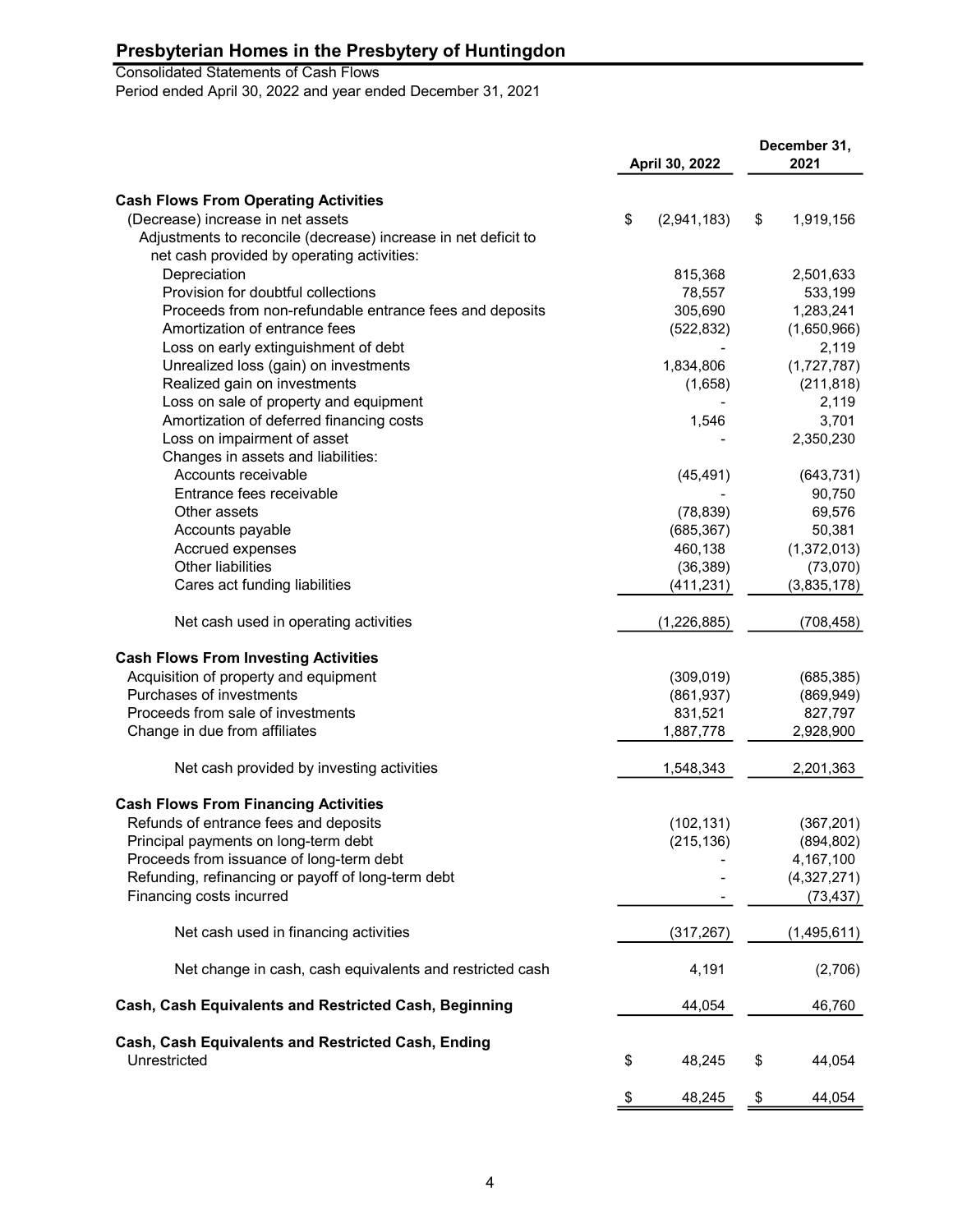## Presbyterian Homes in the Presbytery of Huntingdon

Consolidated Statements of Cash Flows

Period ended April 30, 2022 and year ended December 31, 2021

| | April 30, 2022 | December 31, 2021 |
|---|---|---|
| **Cash Flows From Operating Activities** | | |
| (Decrease) increase in net assets | $ (2,941,183) | $ 1,919,156 |
| Adjustments to reconcile (decrease) increase in net deficit to net cash provided by operating activities: | | |
| Depreciation | 815,368 | 2,501,633 |
| Provision for doubtful collections | 78,557 | 533,199 |
| Proceeds from non-refundable entrance fees and deposits | 305,690 | 1,283,241 |
| Amortization of entrance fees | (522,832) | (1,650,966) |
| Loss on early extinguishment of debt | - | 2,119 |
| Unrealized loss (gain) on investments | 1,834,806 | (1,727,787) |
| Realized gain on investments | (1,658) | (211,818) |
| Loss on sale of property and equipment | - | 2,119 |
| Amortization of deferred financing costs | 1,546 | 3,701 |
| Loss on impairment of asset | - | 2,350,230 |
| Changes in assets and liabilities: | | |
| Accounts receivable | (45,491) | (643,731) |
| Entrance fees receivable | - | 90,750 |
| Other assets | (78,839) | 69,576 |
| Accounts payable | (685,367) | 50,381 |
| Accrued expenses | 460,138 | (1,372,013) |
| Other liabilities | (36,389) | (73,070) |
| Cares act funding liabilities | (411,231) | (3,835,178) |
| Net cash used in operating activities | (1,226,885) | (708,458) |
| **Cash Flows From Investing Activities** | | |
| Acquisition of property and equipment | (309,019) | (685,385) |
| Purchases of investments | (861,937) | (869,949) |
| Proceeds from sale of investments | 831,521 | 827,797 |
| Change in due from affiliates | 1,887,778 | 2,928,900 |
| Net cash provided by investing activities | 1,548,343 | 2,201,363 |
| **Cash Flows From Financing Activities** | | |
| Refunds of entrance fees and deposits | (102,131) | (367,201) |
| Principal payments on long-term debt | (215,136) | (894,802) |
| Proceeds from issuance of long-term debt | - | 4,167,100 |
| Refunding, refinancing or payoff of long-term debt | - | (4,327,271) |
| Financing costs incurred | - | (73,437) |
| Net cash used in financing activities | (317,267) | (1,495,611) |
| Net change in cash, cash equivalents and restricted cash | 4,191 | (2,706) |
| **Cash, Cash Equivalents and Restricted Cash, Beginning** | 44,054 | 46,760 |
| **Cash, Cash Equivalents and Restricted Cash, Ending** | | |
| Unrestricted | $ 48,245 | $ 44,054 |
| | $ 48,245 | $ 44,054 |